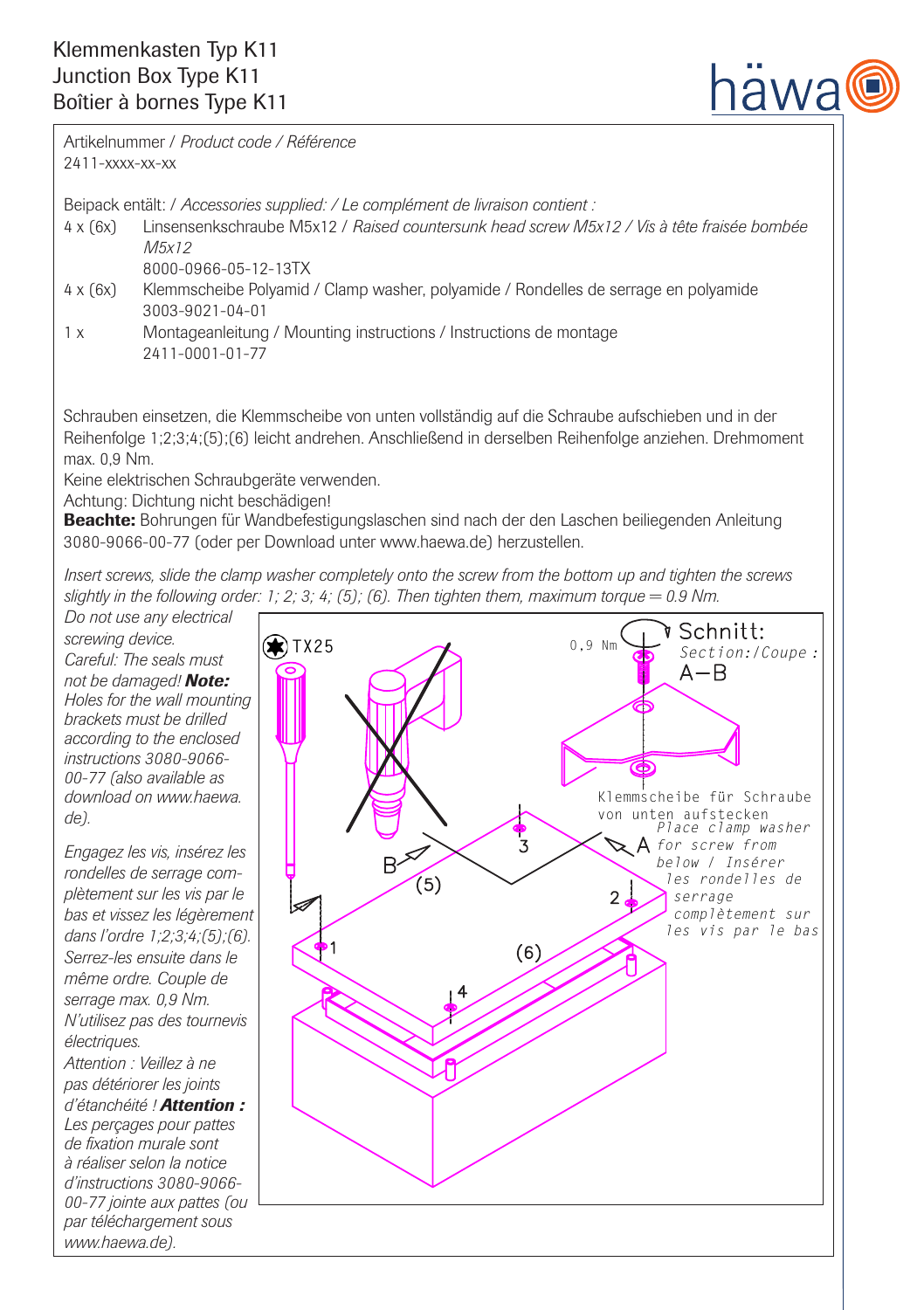# Klemmenkasten Typ K11
# Junction Box Type K11
# Boîtier à bornes Type K11

häwa

Artikelnummer / *Product code / Référence*
2411-xxxx-xx-xx

Beipack entält: / *Accessories supplied: / Le complément de livraison contient :*

| | |
|---|---|
| 4 x (6x) | Linsensenkschraube M5x12 / *Raised countersunk head screw M5x12 / Vis à tête fraisée bombée M5x12*<br>8000-0966-05-12-13TX |
| 4 x (6x) | Klemmscheibe Polyamid / Clamp washer, polyamide / Rondelles de serrage en polyamide<br>3003-9021-04-01 |
| 1 x | Montageanleitung / Mounting instructions / Instructions de montage<br>2411-0001-01-77 |

Schrauben einsetzen, die Klemmscheibe von unten vollständig auf die Schraube aufschieben und in der Reihenfolge 1;2;3;4;(5);(6) leicht andrehen. Anschließend in derselben Reihenfolge anziehen. Drehmoment max. 0,9 Nm.
Keine elektrischen Schraubgeräte verwenden.
Achtung: Dichtung nicht beschädigen!
**Beachte:** Bohrungen für Wandbefestigungslaschen sind nach der den Laschen beiliegenden Anleitung 3080-9066-00-77 (oder per Download unter www.haewa.de) herzustellen.

*Insert screws, slide the clamp washer completely onto the screw from the bottom up and tighten the screws slightly in the following order: 1; 2; 3; 4; (5); (6). Then tighten them, maximum torque = 0.9 Nm.*
*Do not use any electrical screwing device.*
*Careful: The seals must not be damaged!* ***Note:*** *Holes for the wall mounting brackets must be drilled according to the enclosed instructions 3080-9066-00-77 (also available as download on www.haewa.de).*

*Engagez les vis, insérez les rondelles de serrage complètement sur les vis par le bas et vissez les légèrement dans l'ordre 1;2;3;(5);(6). Serrez-les ensuite dans le même ordre. Couple de serrage max. 0,9 Nm.*
*N'utilisez pas des tournevis électriques.*
*Attention : Veillez à ne pas détériorer les joints d'étanchéité !* ***Attention :*** *Les perçages pour pattes de fixation murale sont à réaliser selon la notice d'instructions 3080-9066-00-77 jointe aux pattes (ou par téléchargement sous www.haewa.de).*

TX25

0,9 Nm

Schnitt:
Section:/Coupe:
A–B

Klemmscheibe für Schraube von unten aufstecken
Place clamp washer for screw from below / Insérer les rondelles de serrage complètement sur les vis par le bas

A
B
1
2
3
4
(5)
(6)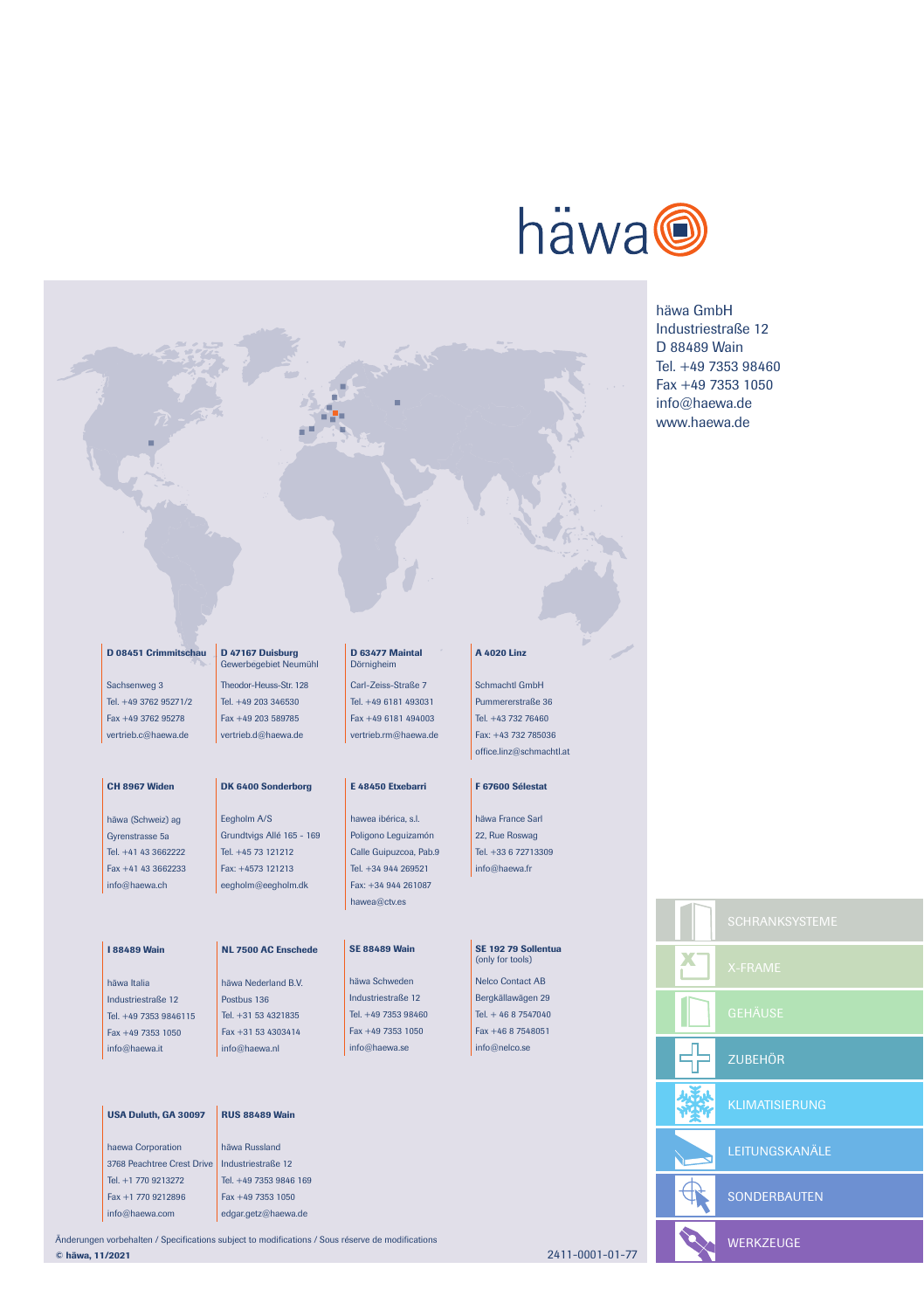häwa

häwa GmbH
Industriestraße 12
D 88489 Wain
Tel. +49 7353 98460
Fax +49 7353 1050
info@haewa.de
www.haewa.de

**D 08451 Crimmitschau**

Sachsenweg 3
Tel. +49 3762 95271/2
Fax +49 3762 95278
vertrieb.c@haewa.de

**D 47167 Duisburg**
Gewerbegebiet Neumühl

Theodor-Heuss-Str. 128
Tel. +49 203 346530
Fax +49 203 589785
vertrieb.d@haewa.de

**D 63477 Maintal**
Dörnigheim

Carl-Zeiss-Straße 7
Tel. +49 6181 493031
Fax +49 6181 494003
vertrieb.rm@haewa.de

**A 4020 Linz**

Schmachtl GmbH
Pummererstraße 36
Tel. +43 732 76460
Fax: +43 732 785036
office.linz@schmachtl.at

**CH 8967 Widen**

häwa (Schweiz) ag
Gyrenstrasse 5a
Tel. +41 43 3662222
Fax +41 43 3662233
info@haewa.ch

**DK 6400 Sonderborg**

Eegholm A/S
Grundtvigs Allé 165 - 169
Tel. +45 73 121212
Fax: +4573 121213
eegholm@eegholm.dk

**E 48450 Etxebarri**

hawea ibérica, s.l.
Poligono Leguizamón
Calle Guipuzcoa, Pab.9
Tel. +34 944 269521
Fax: +34 944 261087
hawea@ctv.es

**F 67600 Sélestat**

häwa France Sarl
22, Rue Roswag
Tel. +33 6 72713309
info@haewa.fr

**I 88489 Wain**

häwa Italia
Industriestraße 12
Tel. +49 7353 9846115
Fax +49 7353 1050
info@haewa.it

**NL 7500 AC Enschede**

häwa Nederland B.V.
Postbus 136
Tel. +31 53 4321835
Fax +31 53 4303414
info@haewa.nl

**SE 88489 Wain**

häwa Schweden
Industriestraße 12
Tel. +49 7353 98460
Fax +49 7353 1050
info@haewa.se

**SE 192 79 Sollentua**
(only for tools)

Nelco Contact AB
Bergkällawägen 29
Tel. + 46 8 7547040
Fax +46 8 7548051
info@nelco.se

**USA Duluth, GA 30097**

haewa Corporation
3768 Peachtree Crest Drive
Tel. +1 770 9213272
Fax +1 770 9212896
info@haewa.com

**RUS 88489 Wain**

häwa Russland
Industriestraße 12
Tel. +49 7353 9846 169
Fax +49 7353 1050
edgar.getz@haewa.de

- SCHRANKSYSTEME
- X-FRAME
- GEHÄUSE
- ZUBEHÖR
- KLIMATISIERUNG
- LEITUNGSKANÄLE
- SONDERBAUTEN
- WERKZEUGE

Änderungen vorbehalten / Specifications subject to modifications / Sous réserve de modifications

**© häwa, 11/2021**

2411-0001-01-77